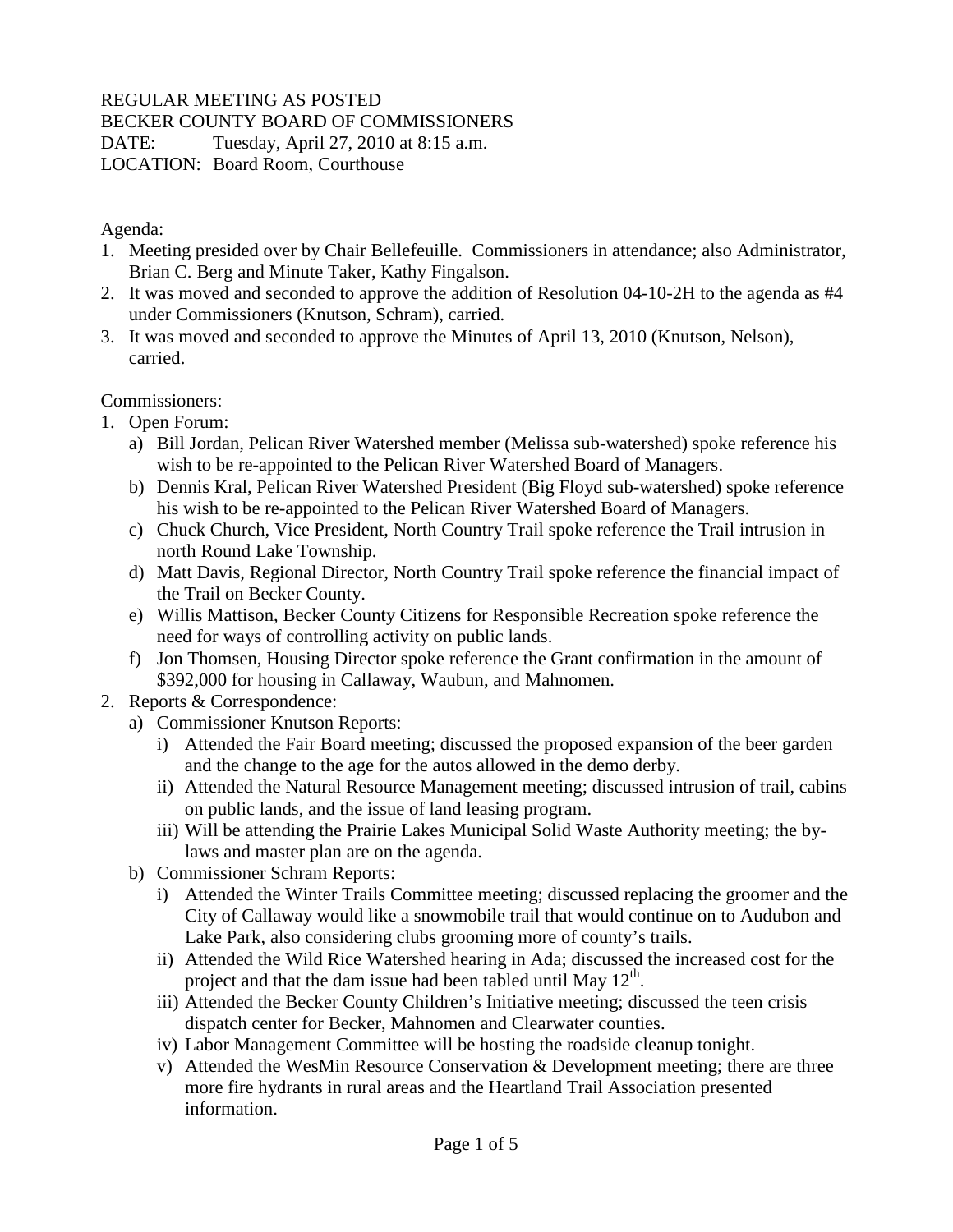REGULAR MEETING AS POSTED
BECKER COUNTY BOARD OF COMMISSIONERS
DATE: Tuesday, April 27, 2010 at 8:15 a.m.
LOCATION: Board Room, Courthouse

Agenda:

1. Meeting presided over by Chair Bellefeuille. Commissioners in attendance; also Administrator, Brian C. Berg and Minute Taker, Kathy Fingalson.
2. It was moved and seconded to approve the addition of Resolution 04-10-2H to the agenda as #4 under Commissioners (Knutson, Schram), carried.
3. It was moved and seconded to approve the Minutes of April 13, 2010 (Knutson, Nelson), carried.

Commissioners:

1. Open Forum:
   a) Bill Jordan, Pelican River Watershed member (Melissa sub-watershed) spoke reference his wish to be re-appointed to the Pelican River Watershed Board of Managers.
   b) Dennis Kral, Pelican River Watershed President (Big Floyd sub-watershed) spoke reference his wish to be re-appointed to the Pelican River Watershed Board of Managers.
   c) Chuck Church, Vice President, North Country Trail spoke reference the Trail intrusion in north Round Lake Township.
   d) Matt Davis, Regional Director, North Country Trail spoke reference the financial impact of the Trail on Becker County.
   e) Willis Mattison, Becker County Citizens for Responsible Recreation spoke reference the need for ways of controlling activity on public lands.
   f) Jon Thomsen, Housing Director spoke reference the Grant confirmation in the amount of $392,000 for housing in Callaway, Waubun, and Mahnomen.
2. Reports & Correspondence:
   a) Commissioner Knutson Reports:
      i) Attended the Fair Board meeting; discussed the proposed expansion of the beer garden and the change to the age for the autos allowed in the demo derby.
      ii) Attended the Natural Resource Management meeting; discussed intrusion of trail, cabins on public lands, and the issue of land leasing program.
      iii) Will be attending the Prairie Lakes Municipal Solid Waste Authority meeting; the by-laws and master plan are on the agenda.
   b) Commissioner Schram Reports:
      i) Attended the Winter Trails Committee meeting; discussed replacing the groomer and the City of Callaway would like a snowmobile trail that would continue on to Audubon and Lake Park, also considering clubs grooming more of county's trails.
      ii) Attended the Wild Rice Watershed hearing in Ada; discussed the increased cost for the project and that the dam issue had been tabled until May 12th.
      iii) Attended the Becker County Children's Initiative meeting; discussed the teen crisis dispatch center for Becker, Mahnomen and Clearwater counties.
      iv) Labor Management Committee will be hosting the roadside cleanup tonight.
      v) Attended the WesMin Resource Conservation & Development meeting; there are three more fire hydrants in rural areas and the Heartland Trail Association presented information.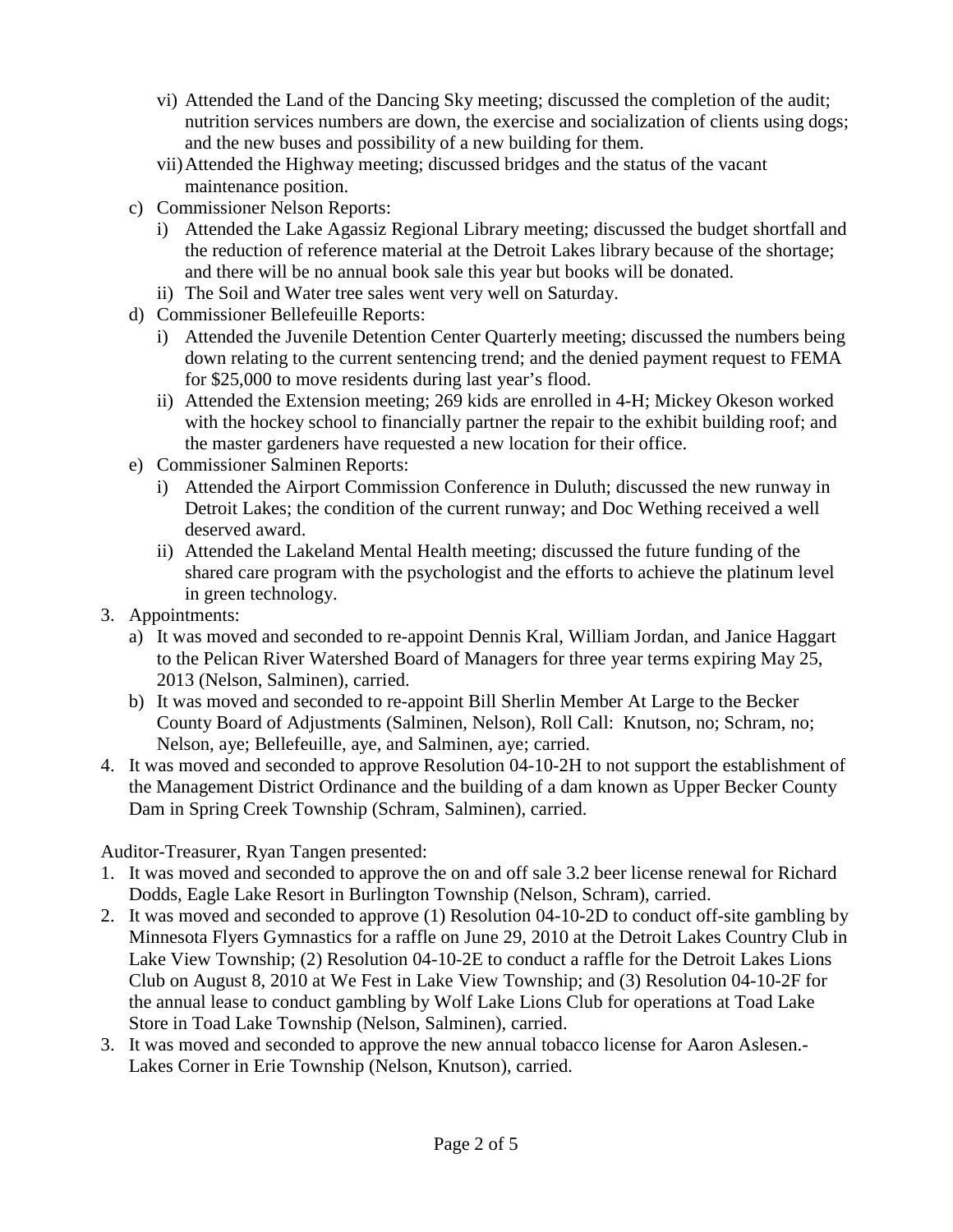vi) Attended the Land of the Dancing Sky meeting; discussed the completion of the audit; nutrition services numbers are down, the exercise and socialization of clients using dogs; and the new buses and possibility of a new building for them.
   vii) Attended the Highway meeting; discussed bridges and the status of the vacant maintenance position.

c) Commissioner Nelson Reports:
   i) Attended the Lake Agassiz Regional Library meeting; discussed the budget shortfall and the reduction of reference material at the Detroit Lakes library because of the shortage; and there will be no annual book sale this year but books will be donated.
   ii) The Soil and Water tree sales went very well on Saturday.

d) Commissioner Bellefeuille Reports:
   i) Attended the Juvenile Detention Center Quarterly meeting; discussed the numbers being down relating to the current sentencing trend; and the denied payment request to FEMA for $25,000 to move residents during last year's flood.
   ii) Attended the Extension meeting; 269 kids are enrolled in 4-H; Mickey Okeson worked with the hockey school to financially partner the repair to the exhibit building roof; and the master gardeners have requested a new location for their office.

e) Commissioner Salminen Reports:
   i) Attended the Airport Commission Conference in Duluth; discussed the new runway in Detroit Lakes; the condition of the current runway; and Doc Wething received a well deserved award.
   ii) Attended the Lakeland Mental Health meeting; discussed the future funding of the shared care program with the psychologist and the efforts to achieve the platinum level in green technology.

3. Appointments:
   a) It was moved and seconded to re-appoint Dennis Kral, William Jordan, and Janice Haggart to the Pelican River Watershed Board of Managers for three year terms expiring May 25, 2013 (Nelson, Salminen), carried.
   b) It was moved and seconded to re-appoint Bill Sherlin Member At Large to the Becker County Board of Adjustments (Salminen, Nelson), Roll Call: Knutson, no; Schram, no; Nelson, aye; Bellefeuille, aye, and Salminen, aye; carried.
4. It was moved and seconded to approve Resolution 04-10-2H to not support the establishment of the Management District Ordinance and the building of a dam known as Upper Becker County Dam in Spring Creek Township (Schram, Salminen), carried.

Auditor-Treasurer, Ryan Tangen presented:

1. It was moved and seconded to approve the on and off sale 3.2 beer license renewal for Richard Dodds, Eagle Lake Resort in Burlington Township (Nelson, Schram), carried.
2. It was moved and seconded to approve (1) Resolution 04-10-2D to conduct off-site gambling by Minnesota Flyers Gymnastics for a raffle on June 29, 2010 at the Detroit Lakes Country Club in Lake View Township; (2) Resolution 04-10-2E to conduct a raffle for the Detroit Lakes Lions Club on August 8, 2010 at We Fest in Lake View Township; and (3) Resolution 04-10-2F for the annual lease to conduct gambling by Wolf Lake Lions Club for operations at Toad Lake Store in Toad Lake Township (Nelson, Salminen), carried.
3. It was moved and seconded to approve the new annual tobacco license for Aaron Aslesen.-Lakes Corner in Erie Township (Nelson, Knutson), carried.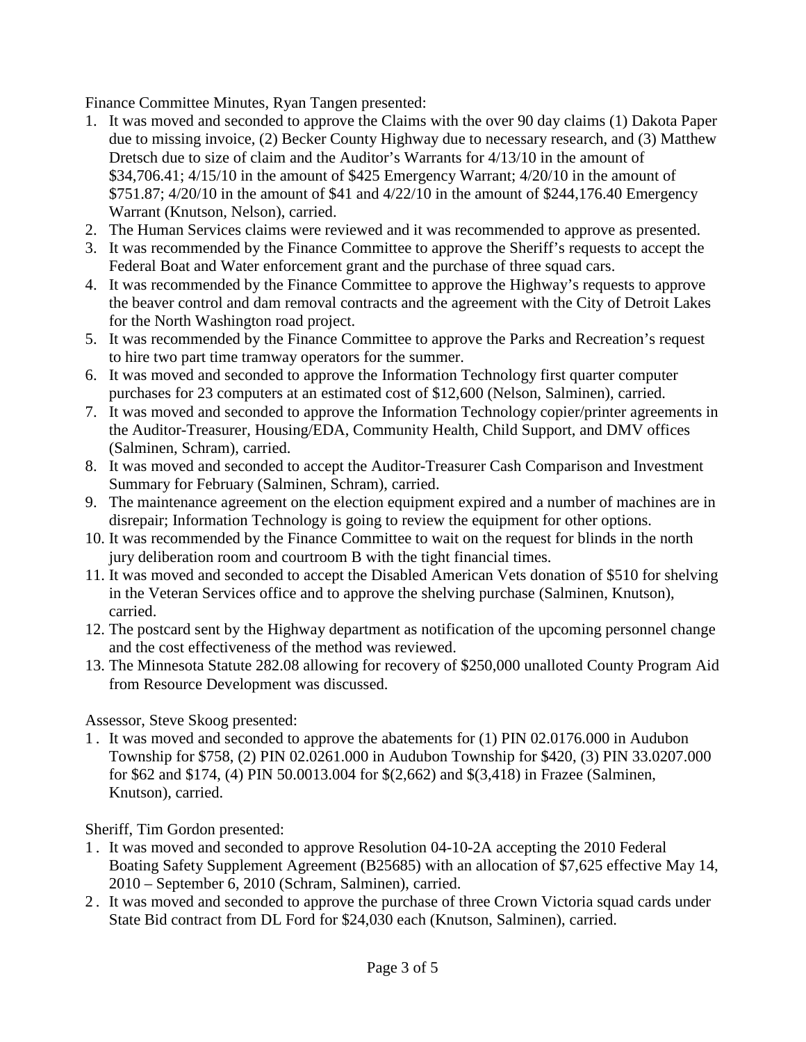Finance Committee Minutes, Ryan Tangen presented:

1. It was moved and seconded to approve the Claims with the over 90 day claims (1) Dakota Paper due to missing invoice, (2) Becker County Highway due to necessary research, and (3) Matthew Dretsch due to size of claim and the Auditor's Warrants for 4/13/10 in the amount of $34,706.41; 4/15/10 in the amount of $425 Emergency Warrant; 4/20/10 in the amount of $751.87; 4/20/10 in the amount of $41 and 4/22/10 in the amount of $244,176.40 Emergency Warrant (Knutson, Nelson), carried.
2. The Human Services claims were reviewed and it was recommended to approve as presented.
3. It was recommended by the Finance Committee to approve the Sheriff's requests to accept the Federal Boat and Water enforcement grant and the purchase of three squad cars.
4. It was recommended by the Finance Committee to approve the Highway's requests to approve the beaver control and dam removal contracts and the agreement with the City of Detroit Lakes for the North Washington road project.
5. It was recommended by the Finance Committee to approve the Parks and Recreation's request to hire two part time tramway operators for the summer.
6. It was moved and seconded to approve the Information Technology first quarter computer purchases for 23 computers at an estimated cost of $12,600 (Nelson, Salminen), carried.
7. It was moved and seconded to approve the Information Technology copier/printer agreements in the Auditor-Treasurer, Housing/EDA, Community Health, Child Support, and DMV offices (Salminen, Schram), carried.
8. It was moved and seconded to accept the Auditor-Treasurer Cash Comparison and Investment Summary for February (Salminen, Schram), carried.
9. The maintenance agreement on the election equipment expired and a number of machines are in disrepair; Information Technology is going to review the equipment for other options.
10. It was recommended by the Finance Committee to wait on the request for blinds in the north jury deliberation room and courtroom B with the tight financial times.
11. It was moved and seconded to accept the Disabled American Vets donation of $510 for shelving in the Veteran Services office and to approve the shelving purchase (Salminen, Knutson), carried.
12. The postcard sent by the Highway department as notification of the upcoming personnel change and the cost effectiveness of the method was reviewed.
13. The Minnesota Statute 282.08 allowing for recovery of $250,000 unalloted County Program Aid from Resource Development was discussed.

Assessor, Steve Skoog presented:

1. It was moved and seconded to approve the abatements for (1) PIN 02.0176.000 in Audubon Township for $758, (2) PIN 02.0261.000 in Audubon Township for $420, (3) PIN 33.0207.000 for $62 and $174, (4) PIN 50.0013.004 for $(2,662) and $(3,418) in Frazee (Salminen, Knutson), carried.

Sheriff, Tim Gordon presented:

1. It was moved and seconded to approve Resolution 04-10-2A accepting the 2010 Federal Boating Safety Supplement Agreement (B25685) with an allocation of $7,625 effective May 14, 2010 – September 6, 2010 (Schram, Salminen), carried.
2. It was moved and seconded to approve the purchase of three Crown Victoria squad cards under State Bid contract from DL Ford for $24,030 each (Knutson, Salminen), carried.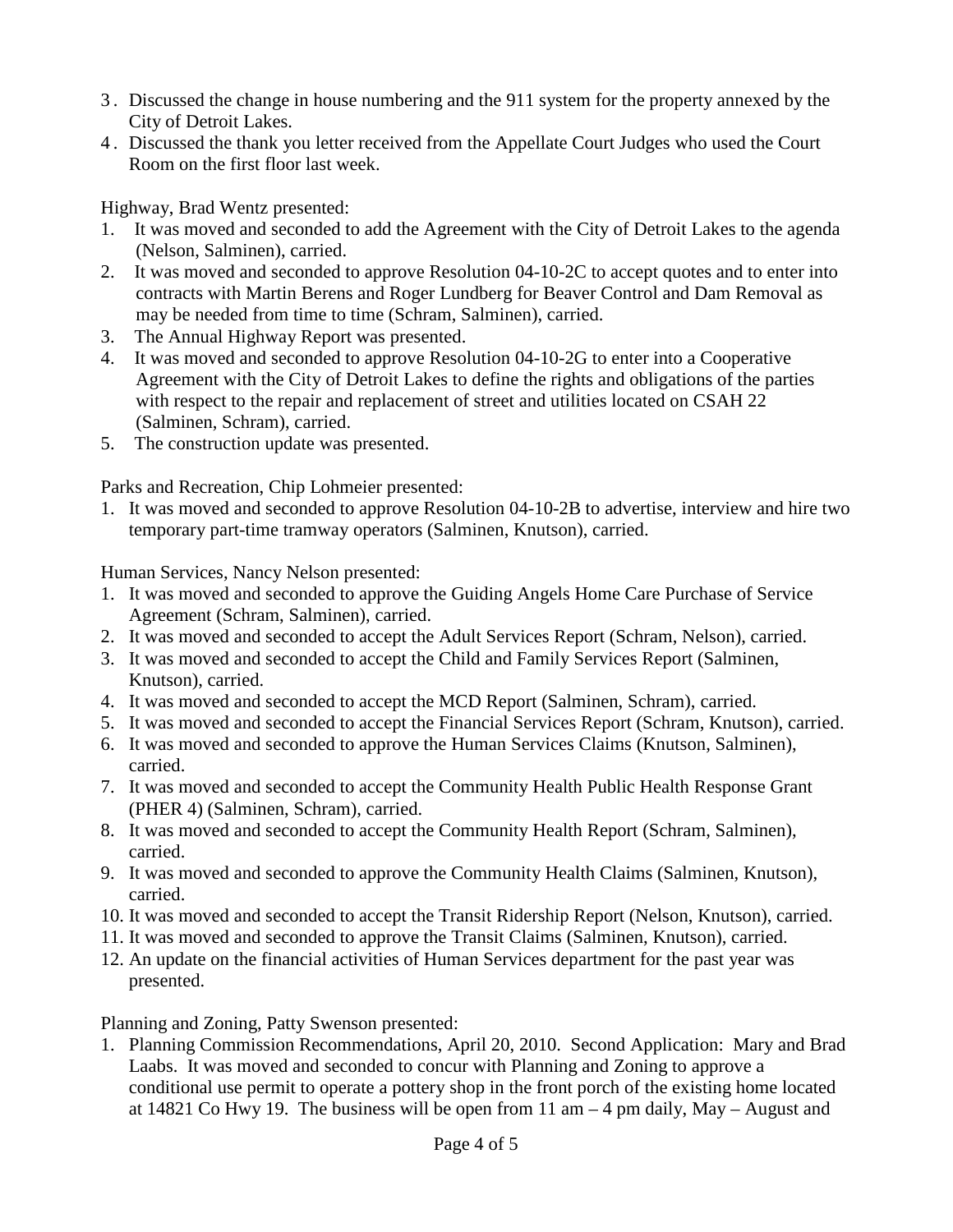3. Discussed the change in house numbering and the 911 system for the property annexed by the City of Detroit Lakes.
4. Discussed the thank you letter received from the Appellate Court Judges who used the Court Room on the first floor last week.

Highway, Brad Wentz presented:

1. It was moved and seconded to add the Agreement with the City of Detroit Lakes to the agenda (Nelson, Salminen), carried.
2. It was moved and seconded to approve Resolution 04-10-2C to accept quotes and to enter into contracts with Martin Berens and Roger Lundberg for Beaver Control and Dam Removal as may be needed from time to time (Schram, Salminen), carried.
3. The Annual Highway Report was presented.
4. It was moved and seconded to approve Resolution 04-10-2G to enter into a Cooperative Agreement with the City of Detroit Lakes to define the rights and obligations of the parties with respect to the repair and replacement of street and utilities located on CSAH 22 (Salminen, Schram), carried.
5. The construction update was presented.

Parks and Recreation, Chip Lohmeier presented:

1. It was moved and seconded to approve Resolution 04-10-2B to advertise, interview and hire two temporary part-time tramway operators (Salminen, Knutson), carried.

Human Services, Nancy Nelson presented:

1. It was moved and seconded to approve the Guiding Angels Home Care Purchase of Service Agreement (Schram, Salminen), carried.
2. It was moved and seconded to accept the Adult Services Report (Schram, Nelson), carried.
3. It was moved and seconded to accept the Child and Family Services Report (Salminen, Knutson), carried.
4. It was moved and seconded to accept the MCD Report (Salminen, Schram), carried.
5. It was moved and seconded to accept the Financial Services Report (Schram, Knutson), carried.
6. It was moved and seconded to approve the Human Services Claims (Knutson, Salminen), carried.
7. It was moved and seconded to accept the Community Health Public Health Response Grant (PHER 4) (Salminen, Schram), carried.
8. It was moved and seconded to accept the Community Health Report (Schram, Salminen), carried.
9. It was moved and seconded to approve the Community Health Claims (Salminen, Knutson), carried.
10. It was moved and seconded to accept the Transit Ridership Report (Nelson, Knutson), carried.
11. It was moved and seconded to approve the Transit Claims (Salminen, Knutson), carried.
12. An update on the financial activities of Human Services department for the past year was presented.

Planning and Zoning, Patty Swenson presented:

1. Planning Commission Recommendations, April 20, 2010. Second Application: Mary and Brad Laabs. It was moved and seconded to concur with Planning and Zoning to approve a conditional use permit to operate a pottery shop in the front porch of the existing home located at 14821 Co Hwy 19. The business will be open from 11 am – 4 pm daily, May – August and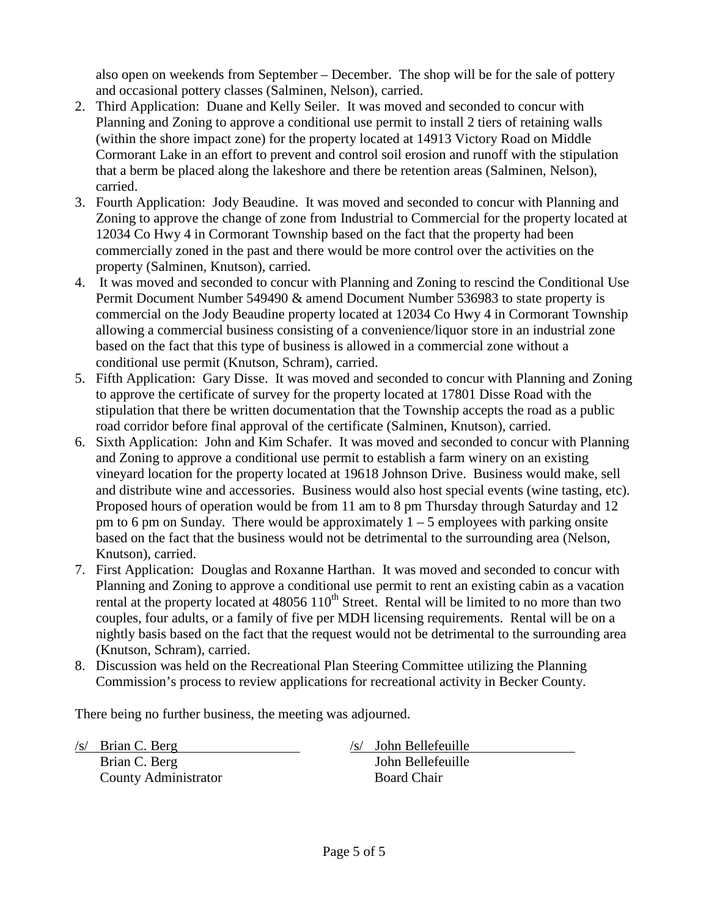also open on weekends from September – December. The shop will be for the sale of pottery and occasional pottery classes (Salminen, Nelson), carried.

2. Third Application: Duane and Kelly Seiler. It was moved and seconded to concur with Planning and Zoning to approve a conditional use permit to install 2 tiers of retaining walls (within the shore impact zone) for the property located at 14913 Victory Road on Middle Cormorant Lake in an effort to prevent and control soil erosion and runoff with the stipulation that a berm be placed along the lakeshore and there be retention areas (Salminen, Nelson), carried.
3. Fourth Application: Jody Beaudine. It was moved and seconded to concur with Planning and Zoning to approve the change of zone from Industrial to Commercial for the property located at 12034 Co Hwy 4 in Cormorant Township based on the fact that the property had been commercially zoned in the past and there would be more control over the activities on the property (Salminen, Knutson), carried.
4. It was moved and seconded to concur with Planning and Zoning to rescind the Conditional Use Permit Document Number 549490 & amend Document Number 536983 to state property is commercial on the Jody Beaudine property located at 12034 Co Hwy 4 in Cormorant Township allowing a commercial business consisting of a convenience/liquor store in an industrial zone based on the fact that this type of business is allowed in a commercial zone without a conditional use permit (Knutson, Schram), carried.
5. Fifth Application: Gary Disse. It was moved and seconded to concur with Planning and Zoning to approve the certificate of survey for the property located at 17801 Disse Road with the stipulation that there be written documentation that the Township accepts the road as a public road corridor before final approval of the certificate (Salminen, Knutson), carried.
6. Sixth Application: John and Kim Schafer. It was moved and seconded to concur with Planning and Zoning to approve a conditional use permit to establish a farm winery on an existing vineyard location for the property located at 19618 Johnson Drive. Business would make, sell and distribute wine and accessories. Business would also host special events (wine tasting, etc). Proposed hours of operation would be from 11 am to 8 pm Thursday through Saturday and 12 pm to 6 pm on Sunday. There would be approximately 1 – 5 employees with parking onsite based on the fact that the business would not be detrimental to the surrounding area (Nelson, Knutson), carried.
7. First Application: Douglas and Roxanne Harthan. It was moved and seconded to concur with Planning and Zoning to approve a conditional use permit to rent an existing cabin as a vacation rental at the property located at 48056 110th Street. Rental will be limited to no more than two couples, four adults, or a family of five per MDH licensing requirements. Rental will be on a nightly basis based on the fact that the request would not be detrimental to the surrounding area (Knutson, Schram), carried.
8. Discussion was held on the Recreational Plan Steering Committee utilizing the Planning Commission's process to review applications for recreational activity in Becker County.

There being no further business, the meeting was adjourned.

| | |
|---|---|
| /s/ Brian C. Berg | /s/ John Bellefeuille |
| Brian C. Berg | John Bellefeuille |
| County Administrator | Board Chair |